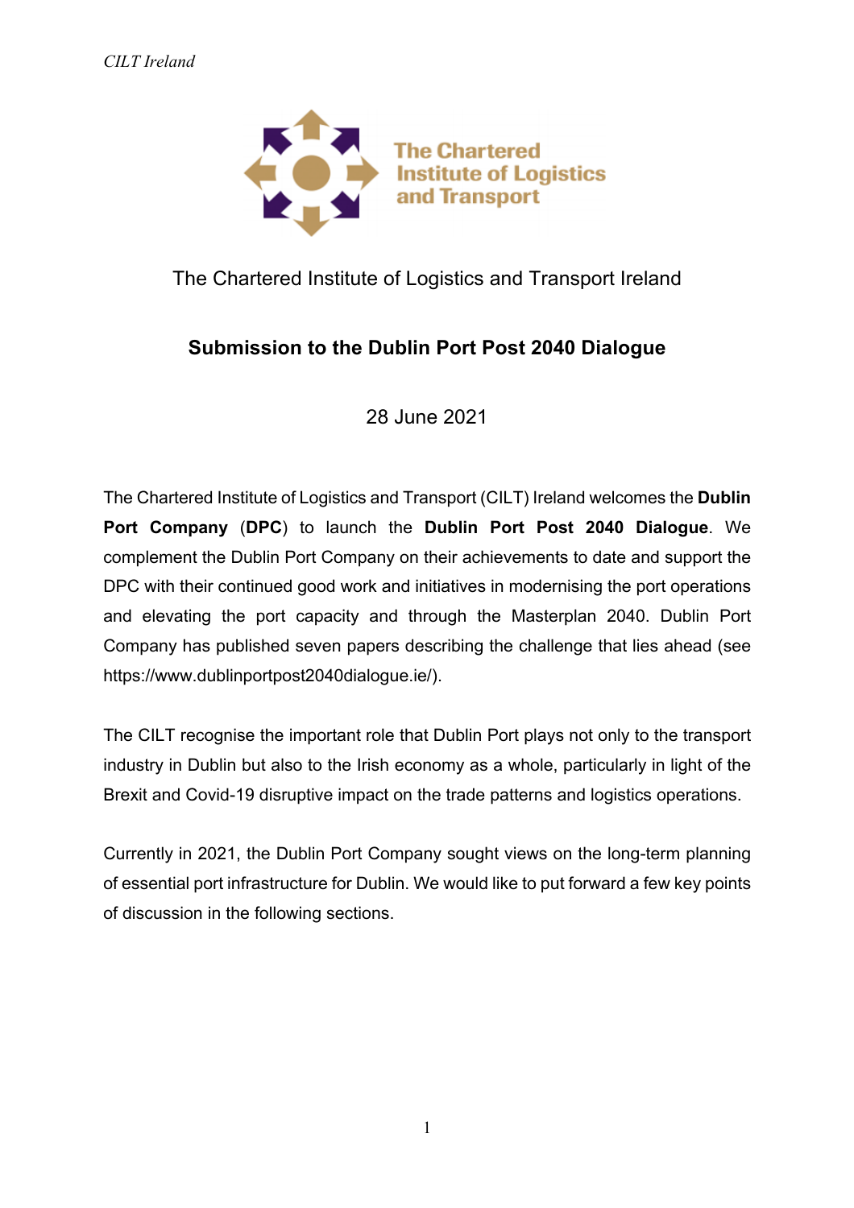The Chartered Institute of Logistics and Transport

The Chartered Institute of Logistics and Transport Ireland

## Submission to the Dublin Port Post 2040 Dialogue

28 June 2021

The Chartered Institute of Logistics and Transport (CILT) Ireland welcomes the **Dublin Port Company** (**DPC**) to launch the **Dublin Port Post 2040 Dialogue**. We complement the Dublin Port Company on their achievements to date and support the DPC with their continued good work and initiatives in modernising the port operations and elevating the port capacity and through the Masterplan 2040. Dublin Port Company has published seven papers describing the challenge that lies ahead (see https://www.dublinportpost2040dialogue.ie/).

The CILT recognise the important role that Dublin Port plays not only to the transport industry in Dublin but also to the Irish economy as a whole, particularly in light of the Brexit and Covid-19 disruptive impact on the trade patterns and logistics operations.

Currently in 2021, the Dublin Port Company sought views on the long-term planning of essential port infrastructure for Dublin. We would like to put forward a few key points of discussion in the following sections.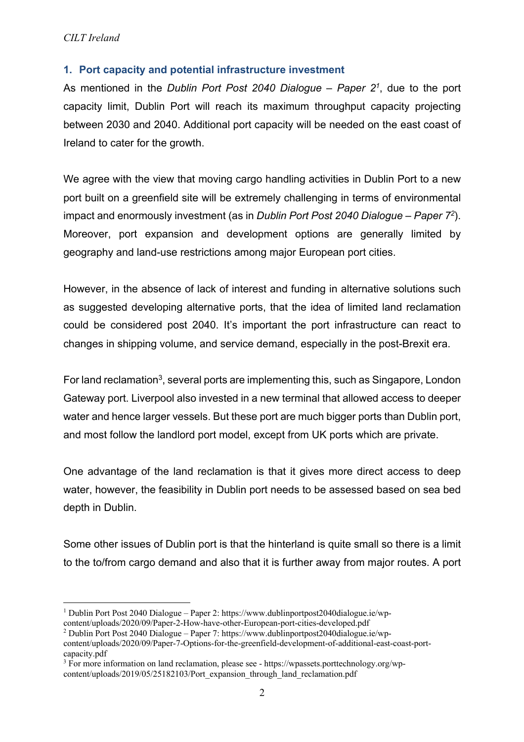## 1. Port capacity and potential infrastructure investment

As mentioned in the *Dublin Port Post 2040 Dialogue – Paper 2*[1], due to the port capacity limit, Dublin Port will reach its maximum throughput capacity projecting between 2030 and 2040. Additional port capacity will be needed on the east coast of Ireland to cater for the growth.

We agree with the view that moving cargo handling activities in Dublin Port to a new port built on a greenfield site will be extremely challenging in terms of environmental impact and enormously investment (as in *Dublin Port Post 2040 Dialogue – Paper 7*[2]). Moreover, port expansion and development options are generally limited by geography and land-use restrictions among major European port cities.

However, in the absence of lack of interest and funding in alternative solutions such as suggested developing alternative ports, that the idea of limited land reclamation could be considered post 2040. It's important the port infrastructure can react to changes in shipping volume, and service demand, especially in the post-Brexit era.

For land reclamation[3], several ports are implementing this, such as Singapore, London Gateway port. Liverpool also invested in a new terminal that allowed access to deeper water and hence larger vessels. But these port are much bigger ports than Dublin port, and most follow the landlord port model, except from UK ports which are private.

One advantage of the land reclamation is that it gives more direct access to deep water, however, the feasibility in Dublin port needs to be assessed based on sea bed depth in Dublin.

Some other issues of Dublin port is that the hinterland is quite small so there is a limit to the to/from cargo demand and also that it is further away from major routes. A port

---

[1] Dublin Port Post 2040 Dialogue – Paper 2: https://www.dublinportpost2040dialogue.ie/wp-content/uploads/2020/09/Paper-2-How-have-other-European-port-cities-developed.pdf

[2] Dublin Port Post 2040 Dialogue – Paper 7: https://www.dublinportpost2040dialogue.ie/wp-content/uploads/2020/09/Paper-7-Options-for-the-greenfield-development-of-additional-east-coast-port-capacity.pdf

[3] For more information on land reclamation, please see - https://wpassets.porttechnology.org/wp-content/uploads/2019/05/25182103/Port_expansion_through_land_reclamation.pdf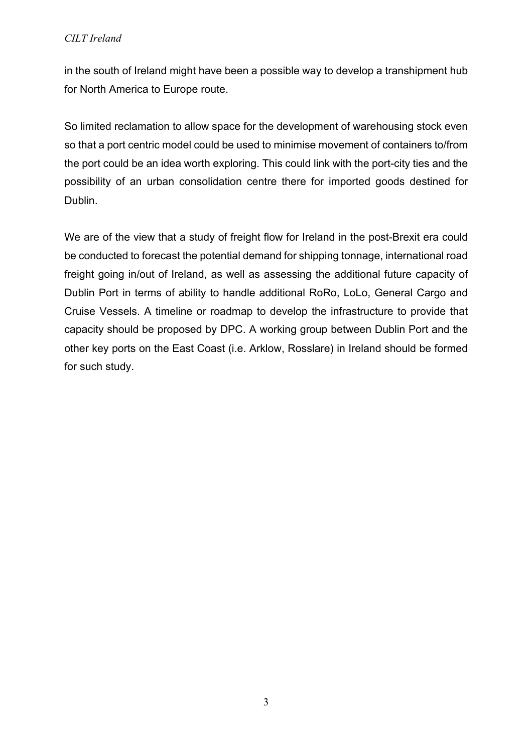in the south of Ireland might have been a possible way to develop a transhipment hub for North America to Europe route.

So limited reclamation to allow space for the development of warehousing stock even so that a port centric model could be used to minimise movement of containers to/from the port could be an idea worth exploring. This could link with the port-city ties and the possibility of an urban consolidation centre there for imported goods destined for Dublin.

We are of the view that a study of freight flow for Ireland in the post-Brexit era could be conducted to forecast the potential demand for shipping tonnage, international road freight going in/out of Ireland, as well as assessing the additional future capacity of Dublin Port in terms of ability to handle additional RoRo, LoLo, General Cargo and Cruise Vessels. A timeline or roadmap to develop the infrastructure to provide that capacity should be proposed by DPC. A working group between Dublin Port and the other key ports on the East Coast (i.e. Arklow, Rosslare) in Ireland should be formed for such study.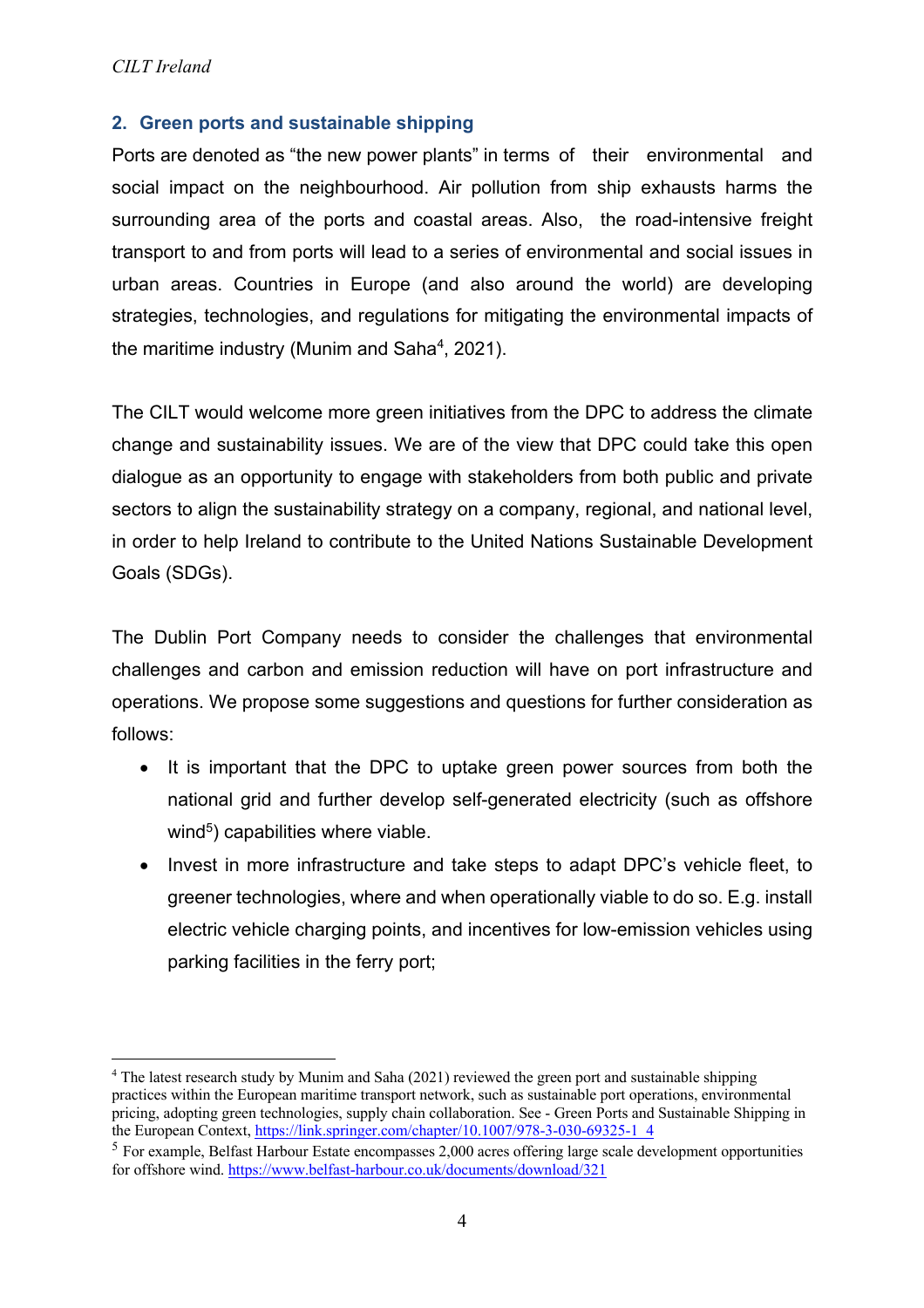## 2. Green ports and sustainable shipping

Ports are denoted as "the new power plants" in terms of their environmental and social impact on the neighbourhood. Air pollution from ship exhausts harms the surrounding area of the ports and coastal areas. Also, the road-intensive freight transport to and from ports will lead to a series of environmental and social issues in urban areas. Countries in Europe (and also around the world) are developing strategies, technologies, and regulations for mitigating the environmental impacts of the maritime industry (Munim and Saha[4], 2021).

The CILT would welcome more green initiatives from the DPC to address the climate change and sustainability issues. We are of the view that DPC could take this open dialogue as an opportunity to engage with stakeholders from both public and private sectors to align the sustainability strategy on a company, regional, and national level, in order to help Ireland to contribute to the United Nations Sustainable Development Goals (SDGs).

The Dublin Port Company needs to consider the challenges that environmental challenges and carbon and emission reduction will have on port infrastructure and operations. We propose some suggestions and questions for further consideration as follows:

- It is important that the DPC to uptake green power sources from both the national grid and further develop self-generated electricity (such as offshore wind[5]) capabilities where viable.
- Invest in more infrastructure and take steps to adapt DPC's vehicle fleet, to greener technologies, where and when operationally viable to do so. E.g. install electric vehicle charging points, and incentives for low-emission vehicles using parking facilities in the ferry port;

---

[4] The latest research study by Munim and Saha (2021) reviewed the green port and sustainable shipping practices within the European maritime transport network, such as sustainable port operations, environmental pricing, adopting green technologies, supply chain collaboration. See - Green Ports and Sustainable Shipping in the European Context, https://link.springer.com/chapter/10.1007/978-3-030-69325-1_4

[5] For example, Belfast Harbour Estate encompasses 2,000 acres offering large scale development opportunities for offshore wind. https://www.belfast-harbour.co.uk/documents/download/321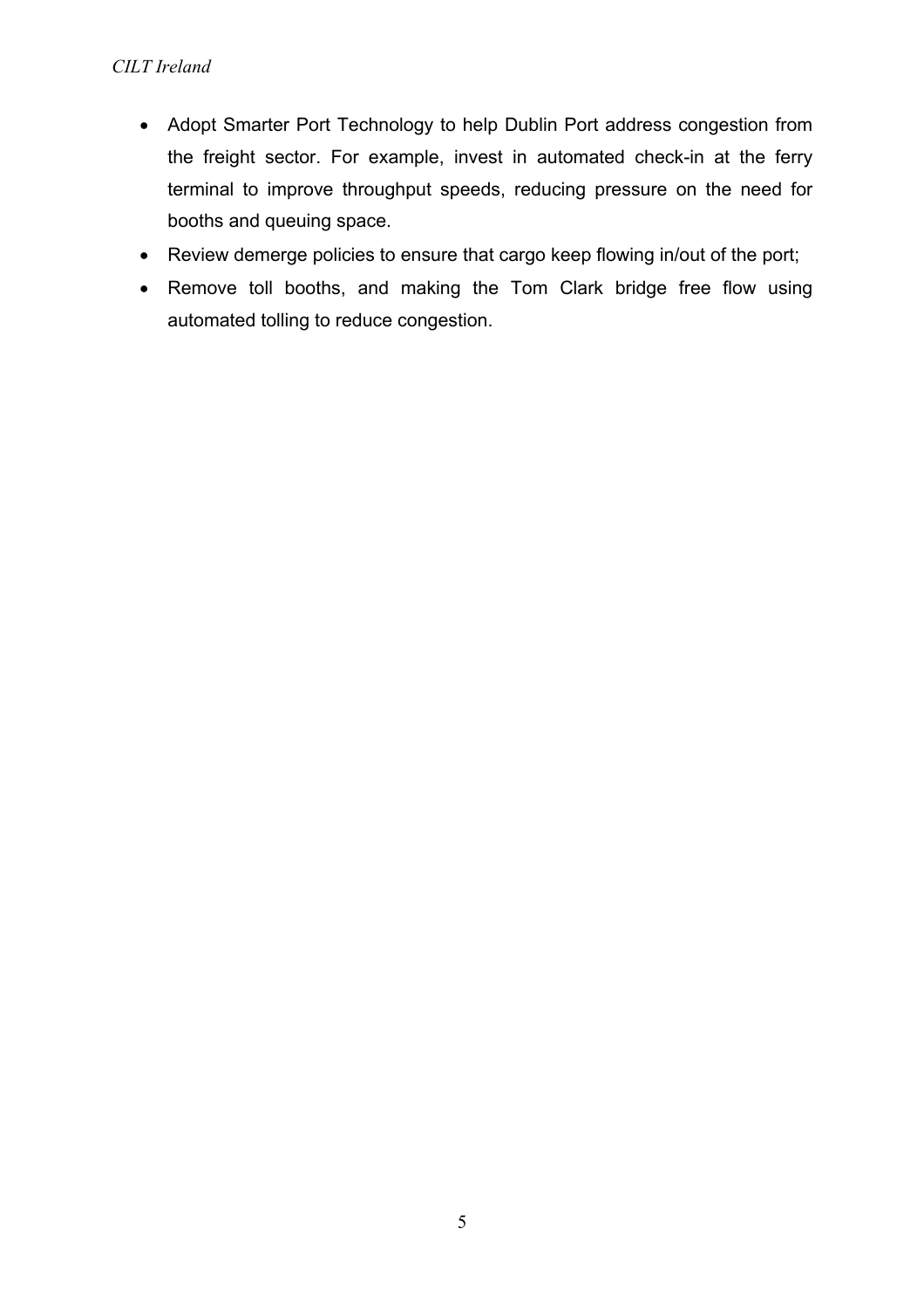- Adopt Smarter Port Technology to help Dublin Port address congestion from the freight sector. For example, invest in automated check-in at the ferry terminal to improve throughput speeds, reducing pressure on the need for booths and queuing space.
- Review demerge policies to ensure that cargo keep flowing in/out of the port;
- Remove toll booths, and making the Tom Clark bridge free flow using automated tolling to reduce congestion.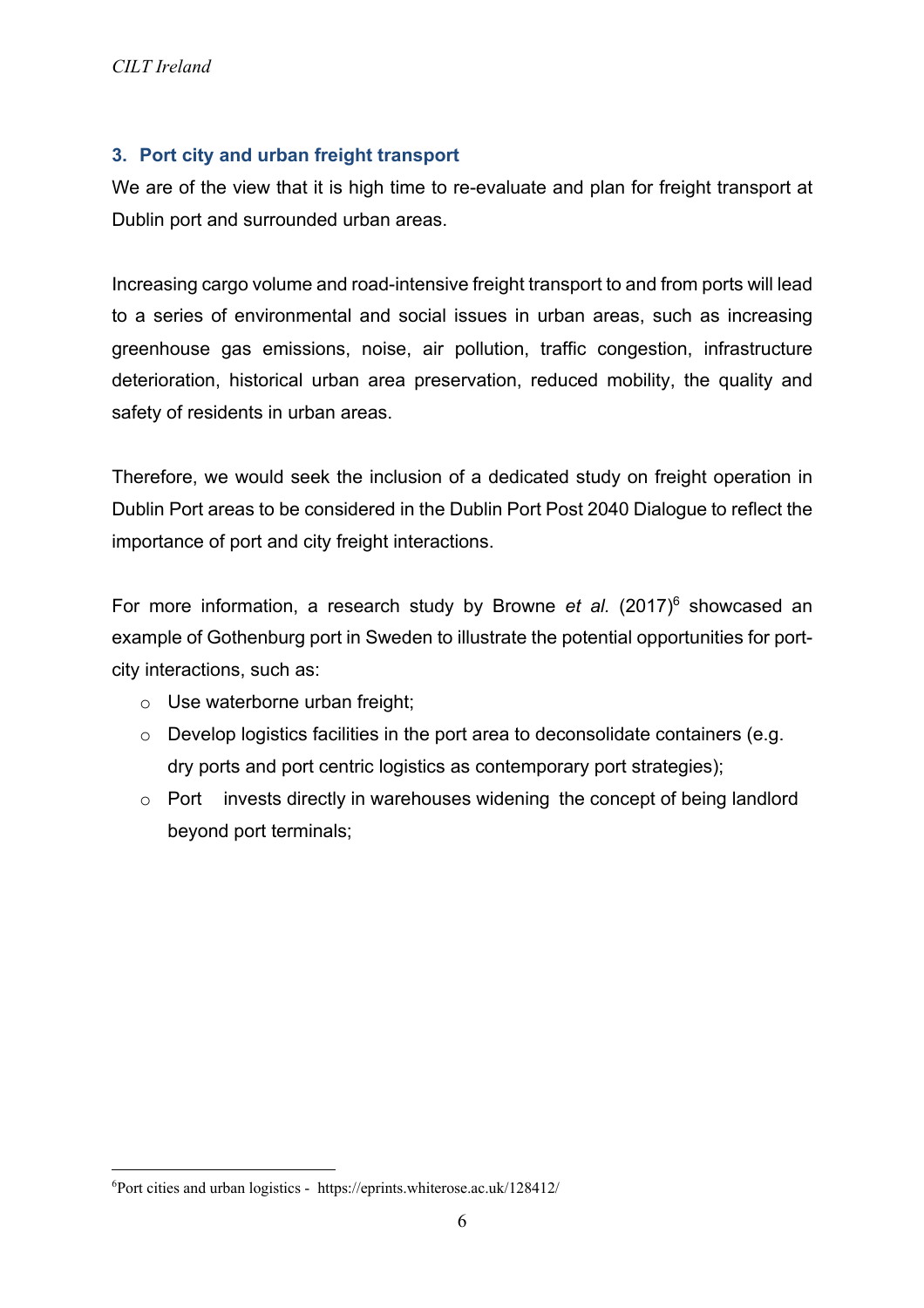### 3. Port city and urban freight transport

We are of the view that it is high time to re-evaluate and plan for freight transport at Dublin port and surrounded urban areas.

Increasing cargo volume and road-intensive freight transport to and from ports will lead to a series of environmental and social issues in urban areas, such as increasing greenhouse gas emissions, noise, air pollution, traffic congestion, infrastructure deterioration, historical urban area preservation, reduced mobility, the quality and safety of residents in urban areas.

Therefore, we would seek the inclusion of a dedicated study on freight operation in Dublin Port areas to be considered in the Dublin Port Post 2040 Dialogue to reflect the importance of port and city freight interactions.

For more information, a research study by Browne *et al.* (2017)[6] showcased an example of Gothenburg port in Sweden to illustrate the potential opportunities for port-city interactions, such as:

- Use waterborne urban freight;
- Develop logistics facilities in the port area to deconsolidate containers (e.g. dry ports and port centric logistics as contemporary port strategies);
- Port invests directly in warehouses widening the concept of being landlord beyond port terminals;

[6] Port cities and urban logistics - https://eprints.whiterose.ac.uk/128412/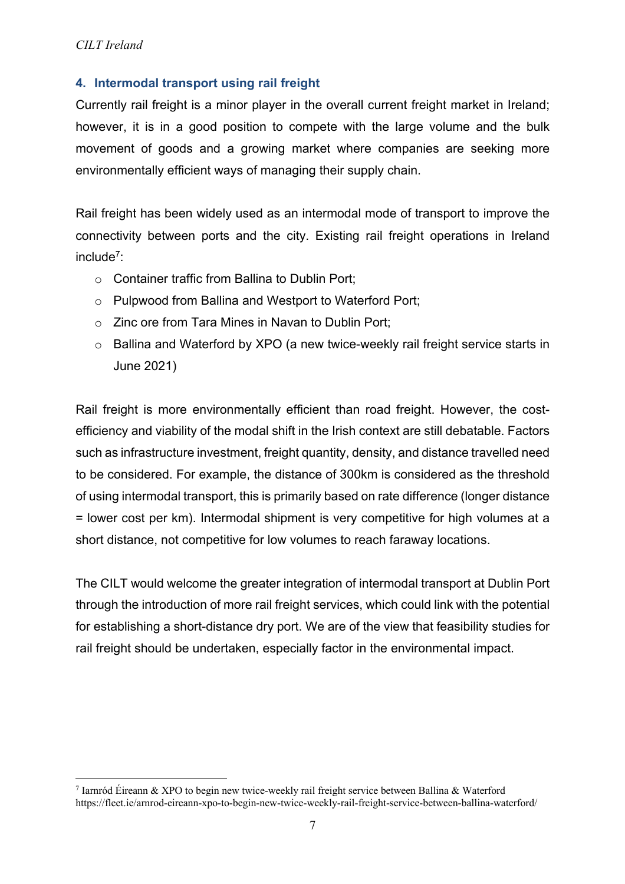## 4. Intermodal transport using rail freight

Currently rail freight is a minor player in the overall current freight market in Ireland; however, it is in a good position to compete with the large volume and the bulk movement of goods and a growing market where companies are seeking more environmentally efficient ways of managing their supply chain.

Rail freight has been widely used as an intermodal mode of transport to improve the connectivity between ports and the city. Existing rail freight operations in Ireland include[7]:

- Container traffic from Ballina to Dublin Port;
- Pulpwood from Ballina and Westport to Waterford Port;
- Zinc ore from Tara Mines in Navan to Dublin Port;
- Ballina and Waterford by XPO (a new twice-weekly rail freight service starts in June 2021)

Rail freight is more environmentally efficient than road freight. However, the cost-efficiency and viability of the modal shift in the Irish context are still debatable. Factors such as infrastructure investment, freight quantity, density, and distance travelled need to be considered. For example, the distance of 300km is considered as the threshold of using intermodal transport, this is primarily based on rate difference (longer distance = lower cost per km). Intermodal shipment is very competitive for high volumes at a short distance, not competitive for low volumes to reach faraway locations.

The CILT would welcome the greater integration of intermodal transport at Dublin Port through the introduction of more rail freight services, which could link with the potential for establishing a short-distance dry port. We are of the view that feasibility studies for rail freight should be undertaken, especially factor in the environmental impact.

---

[7] Iarnród Éireann & XPO to begin new twice-weekly rail freight service between Ballina & Waterford https://fleet.ie/arnrod-eireann-xpo-to-begin-new-twice-weekly-rail-freight-service-between-ballina-waterford/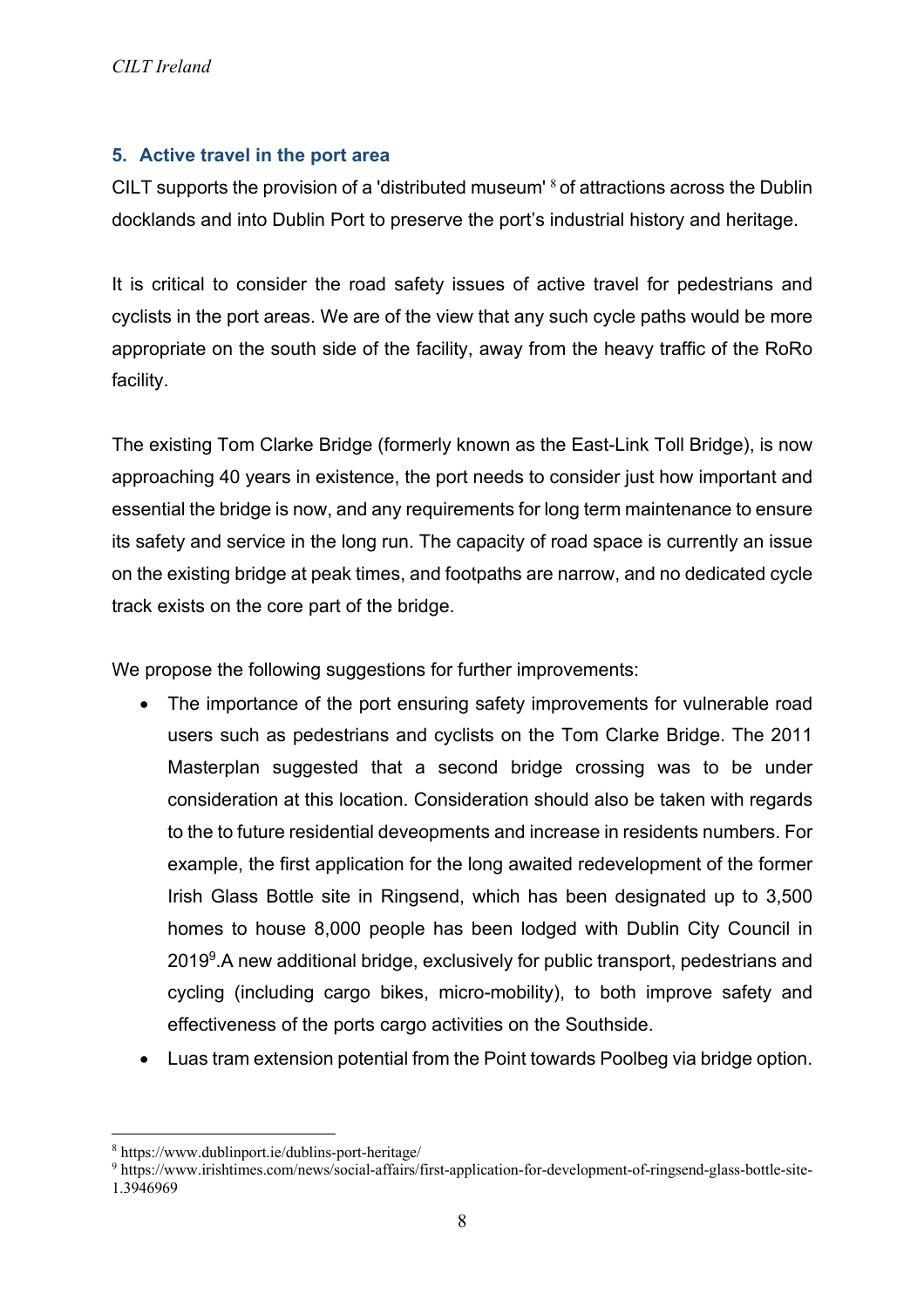## 5. Active travel in the port area

CILT supports the provision of a 'distributed museum' [8] of attractions across the Dublin docklands and into Dublin Port to preserve the port's industrial history and heritage.

It is critical to consider the road safety issues of active travel for pedestrians and cyclists in the port areas. We are of the view that any such cycle paths would be more appropriate on the south side of the facility, away from the heavy traffic of the RoRo facility.

The existing Tom Clarke Bridge (formerly known as the East-Link Toll Bridge), is now approaching 40 years in existence, the port needs to consider just how important and essential the bridge is now, and any requirements for long term maintenance to ensure its safety and service in the long run. The capacity of road space is currently an issue on the existing bridge at peak times, and footpaths are narrow, and no dedicated cycle track exists on the core part of the bridge.

We propose the following suggestions for further improvements:

- The importance of the port ensuring safety improvements for vulnerable road users such as pedestrians and cyclists on the Tom Clarke Bridge. The 2011 Masterplan suggested that a second bridge crossing was to be under consideration at this location. Consideration should also be taken with regards to the to future residential deveopments and increase in residents numbers. For example, the first application for the long awaited redevelopment of the former Irish Glass Bottle site in Ringsend, which has been designated up to 3,500 homes to house 8,000 people has been lodged with Dublin City Council in 2019[9].A new additional bridge, exclusively for public transport, pedestrians and cycling (including cargo bikes, micro-mobility), to both improve safety and effectiveness of the ports cargo activities on the Southside.
- Luas tram extension potential from the Point towards Poolbeg via bridge option.

---

[8] https://www.dublinport.ie/dublins-port-heritage/

[9] https://www.irishtimes.com/news/social-affairs/first-application-for-development-of-ringsend-glass-bottle-site-1.3946969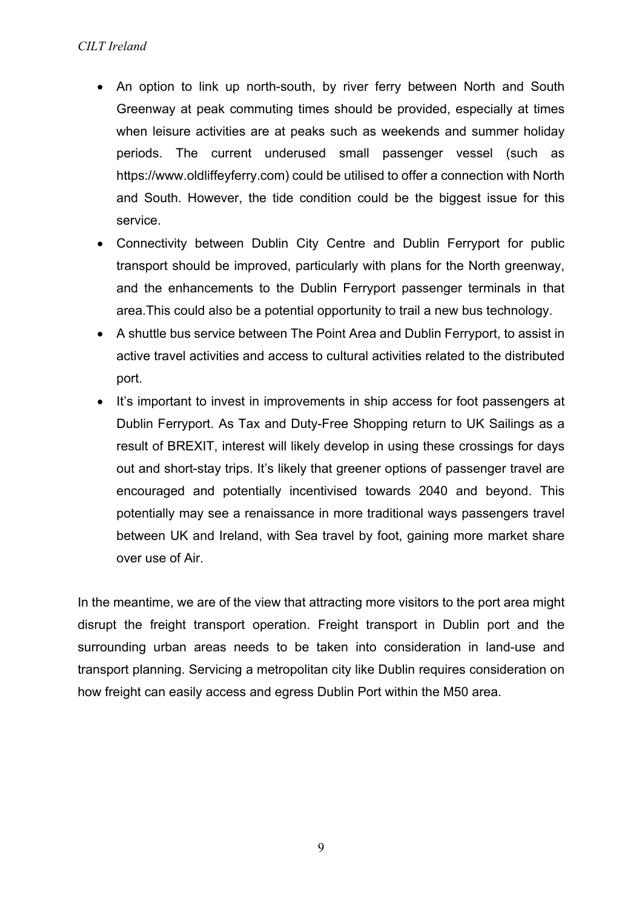- An option to link up north-south, by river ferry between North and South Greenway at peak commuting times should be provided, especially at times when leisure activities are at peaks such as weekends and summer holiday periods. The current underused small passenger vessel (such as https://www.oldliffeyferry.com) could be utilised to offer a connection with North and South. However, the tide condition could be the biggest issue for this service.
- Connectivity between Dublin City Centre and Dublin Ferryport for public transport should be improved, particularly with plans for the North greenway, and the enhancements to the Dublin Ferryport passenger terminals in that area.This could also be a potential opportunity to trail a new bus technology.
- A shuttle bus service between The Point Area and Dublin Ferryport, to assist in active travel activities and access to cultural activities related to the distributed port.
- It's important to invest in improvements in ship access for foot passengers at Dublin Ferryport. As Tax and Duty-Free Shopping return to UK Sailings as a result of BREXIT, interest will likely develop in using these crossings for days out and short-stay trips. It's likely that greener options of passenger travel are encouraged and potentially incentivised towards 2040 and beyond. This potentially may see a renaissance in more traditional ways passengers travel between UK and Ireland, with Sea travel by foot, gaining more market share over use of Air.

In the meantime, we are of the view that attracting more visitors to the port area might disrupt the freight transport operation. Freight transport in Dublin port and the surrounding urban areas needs to be taken into consideration in land-use and transport planning. Servicing a metropolitan city like Dublin requires consideration on how freight can easily access and egress Dublin Port within the M50 area.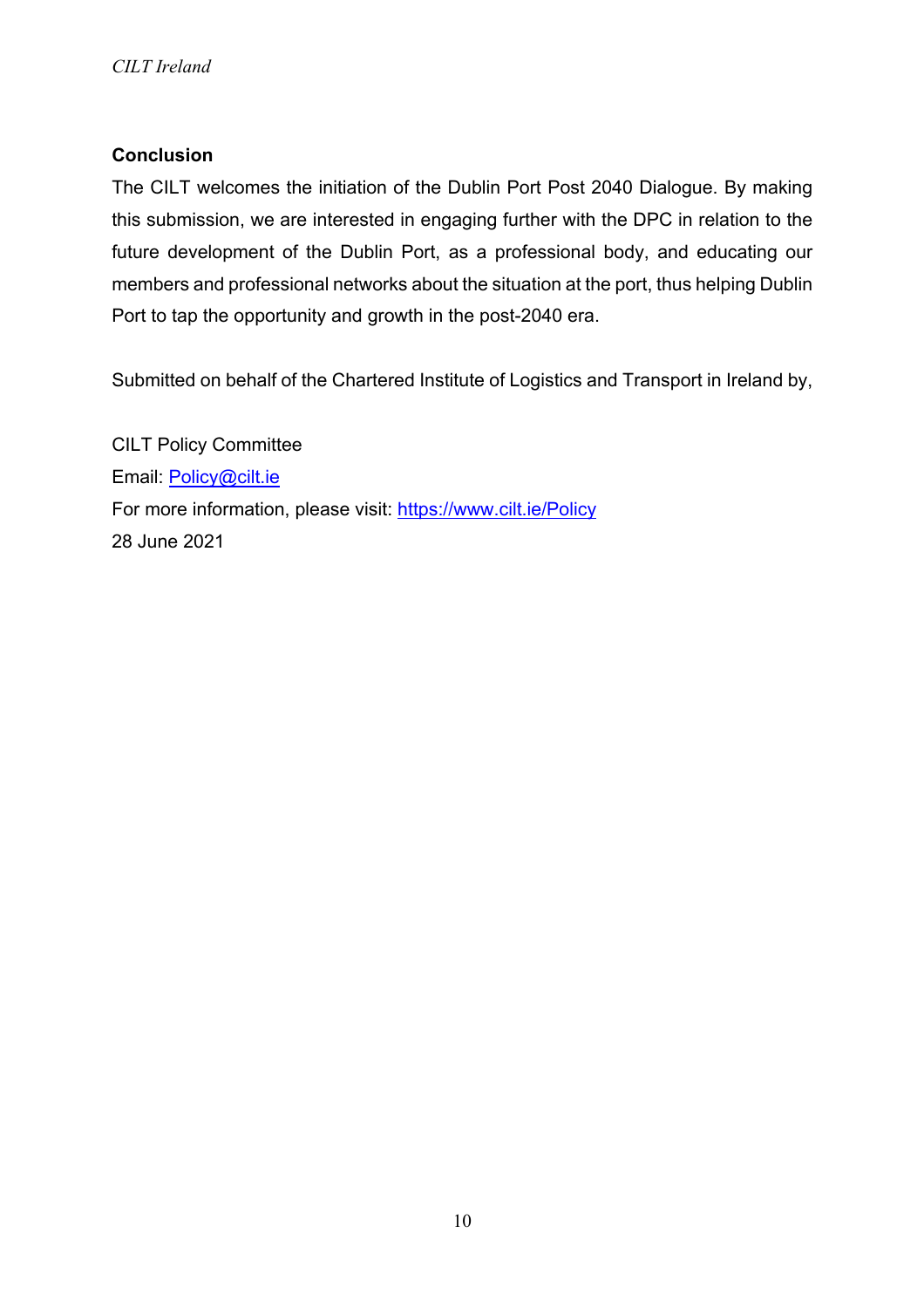## Conclusion

The CILT welcomes the initiation of the Dublin Port Post 2040 Dialogue. By making this submission, we are interested in engaging further with the DPC in relation to the future development of the Dublin Port, as a professional body, and educating our members and professional networks about the situation at the port, thus helping Dublin Port to tap the opportunity and growth in the post-2040 era.

Submitted on behalf of the Chartered Institute of Logistics and Transport in Ireland by,

CILT Policy Committee
Email: [Policy@cilt.ie](mailto:Policy@cilt.ie)
For more information, please visit: [https://www.cilt.ie/Policy](https://www.cilt.ie/Policy)
28 June 2021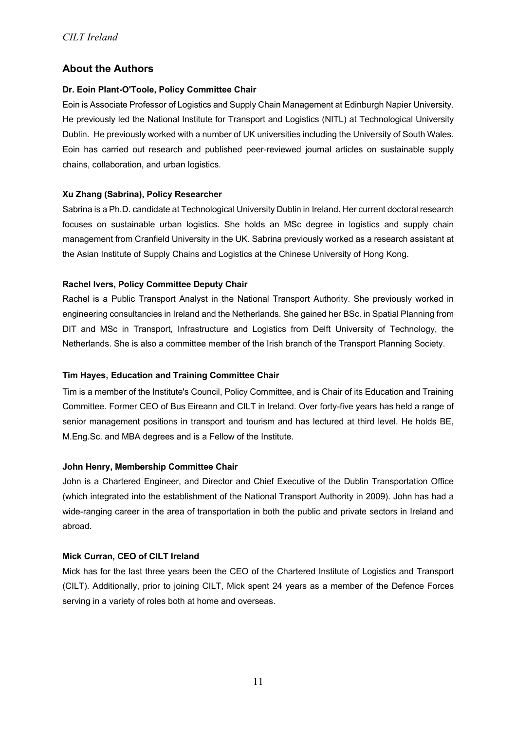## About the Authors

**Dr. Eoin Plant-O'Toole, Policy Committee Chair**

Eoin is Associate Professor of Logistics and Supply Chain Management at Edinburgh Napier University. He previously led the National Institute for Transport and Logistics (NITL) at Technological University Dublin. He previously worked with a number of UK universities including the University of South Wales. Eoin has carried out research and published peer-reviewed journal articles on sustainable supply chains, collaboration, and urban logistics.

**Xu Zhang (Sabrina), Policy Researcher**

Sabrina is a Ph.D. candidate at Technological University Dublin in Ireland. Her current doctoral research focuses on sustainable urban logistics. She holds an MSc degree in logistics and supply chain management from Cranfield University in the UK. Sabrina previously worked as a research assistant at the Asian Institute of Supply Chains and Logistics at the Chinese University of Hong Kong.

**Rachel Ivers, Policy Committee Deputy Chair**

Rachel is a Public Transport Analyst in the National Transport Authority. She previously worked in engineering consultancies in Ireland and the Netherlands. She gained her BSc. in Spatial Planning from DIT and MSc in Transport, Infrastructure and Logistics from Delft University of Technology, the Netherlands. She is also a committee member of the Irish branch of the Transport Planning Society.

**Tim Hayes, Education and Training Committee Chair**

Tim is a member of the Institute's Council, Policy Committee, and is Chair of its Education and Training Committee. Former CEO of Bus Eireann and CILT in Ireland. Over forty-five years has held a range of senior management positions in transport and tourism and has lectured at third level. He holds BE, M.Eng.Sc. and MBA degrees and is a Fellow of the Institute.

**John Henry, Membership Committee Chair**

John is a Chartered Engineer, and Director and Chief Executive of the Dublin Transportation Office (which integrated into the establishment of the National Transport Authority in 2009). John has had a wide-ranging career in the area of transportation in both the public and private sectors in Ireland and abroad.

**Mick Curran, CEO of CILT Ireland**

Mick has for the last three years been the CEO of the Chartered Institute of Logistics and Transport (CILT). Additionally, prior to joining CILT, Mick spent 24 years as a member of the Defence Forces serving in a variety of roles both at home and overseas.